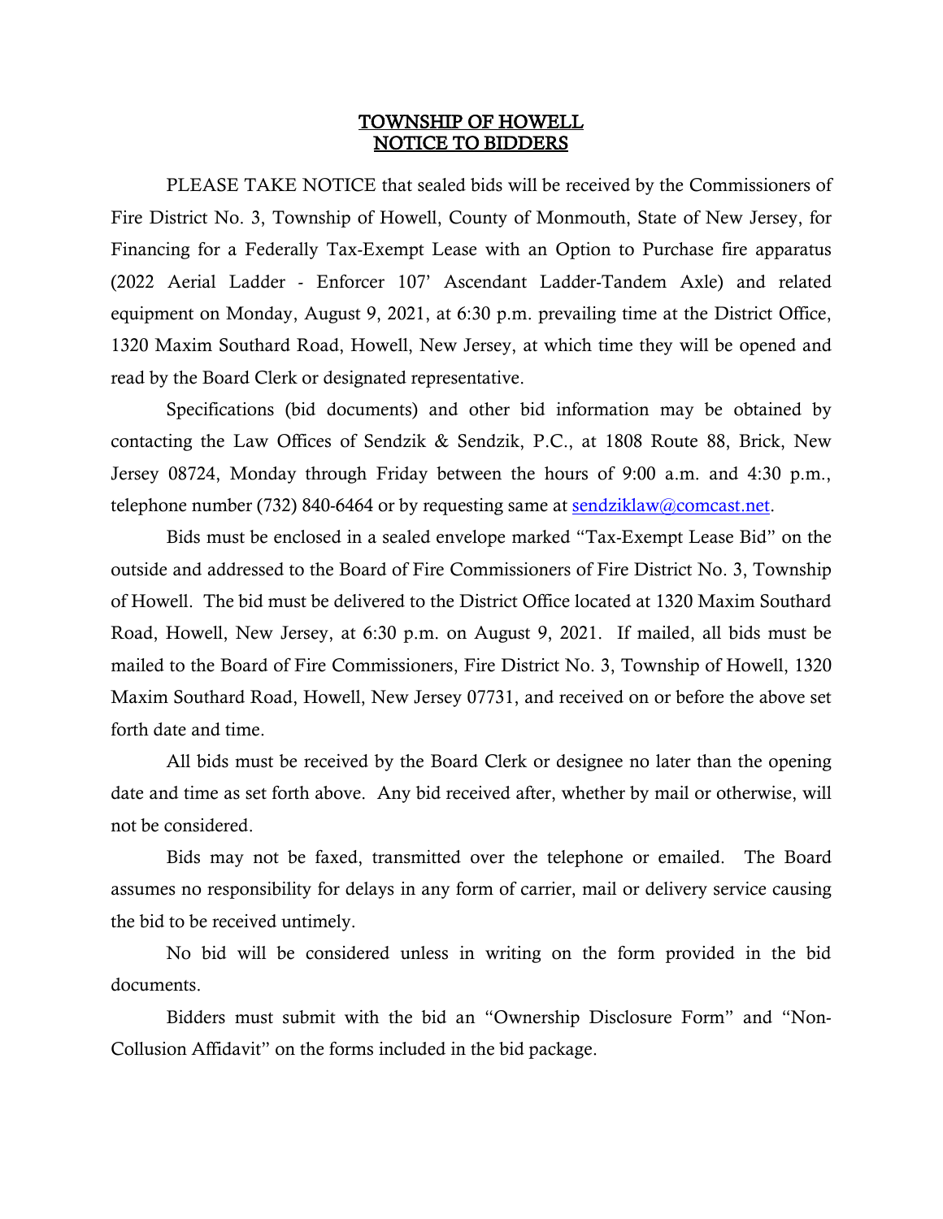# TOWNSHIP OF HOWELL
# NOTICE TO BIDDERS

PLEASE TAKE NOTICE that sealed bids will be received by the Commissioners of Fire District No. 3, Township of Howell, County of Monmouth, State of New Jersey, for Financing for a Federally Tax-Exempt Lease with an Option to Purchase fire apparatus (2022 Aerial Ladder - Enforcer 107' Ascendant Ladder-Tandem Axle) and related equipment on Monday, August 9, 2021, at 6:30 p.m. prevailing time at the District Office, 1320 Maxim Southard Road, Howell, New Jersey, at which time they will be opened and read by the Board Clerk or designated representative.

Specifications (bid documents) and other bid information may be obtained by contacting the Law Offices of Sendzik & Sendzik, P.C., at 1808 Route 88, Brick, New Jersey 08724, Monday through Friday between the hours of 9:00 a.m. and 4:30 p.m., telephone number (732) 840-6464 or by requesting same at sendziklaw@comcast.net.

Bids must be enclosed in a sealed envelope marked "Tax-Exempt Lease Bid" on the outside and addressed to the Board of Fire Commissioners of Fire District No. 3, Township of Howell. The bid must be delivered to the District Office located at 1320 Maxim Southard Road, Howell, New Jersey, at 6:30 p.m. on August 9, 2021. If mailed, all bids must be mailed to the Board of Fire Commissioners, Fire District No. 3, Township of Howell, 1320 Maxim Southard Road, Howell, New Jersey 07731, and received on or before the above set forth date and time.

All bids must be received by the Board Clerk or designee no later than the opening date and time as set forth above. Any bid received after, whether by mail or otherwise, will not be considered.

Bids may not be faxed, transmitted over the telephone or emailed. The Board assumes no responsibility for delays in any form of carrier, mail or delivery service causing the bid to be received untimely.

No bid will be considered unless in writing on the form provided in the bid documents.

Bidders must submit with the bid an "Ownership Disclosure Form" and "Non-Collusion Affidavit" on the forms included in the bid package.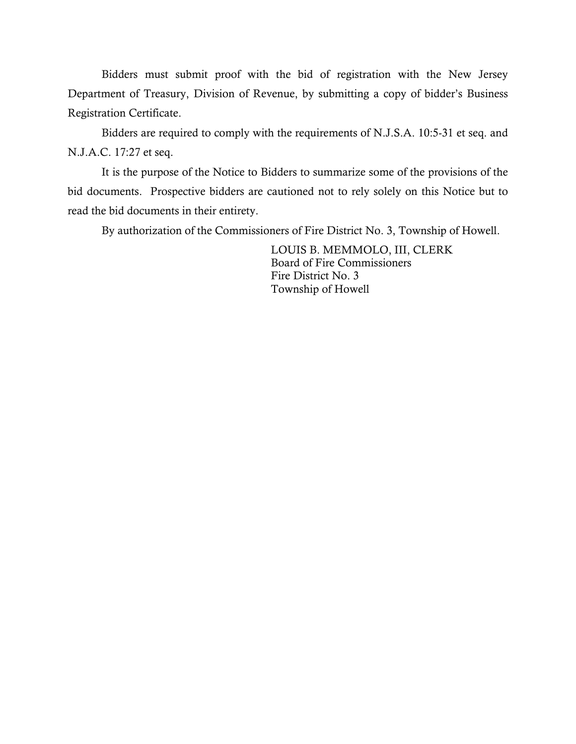Bidders must submit proof with the bid of registration with the New Jersey Department of Treasury, Division of Revenue, by submitting a copy of bidder's Business Registration Certificate.

Bidders are required to comply with the requirements of N.J.S.A. 10:5-31 et seq. and N.J.A.C. 17:27 et seq.

It is the purpose of the Notice to Bidders to summarize some of the provisions of the bid documents. Prospective bidders are cautioned not to rely solely on this Notice but to read the bid documents in their entirety.

By authorization of the Commissioners of Fire District No. 3, Township of Howell.

LOUIS B. MEMMOLO, III, CLERK
Board of Fire Commissioners
Fire District No. 3
Township of Howell